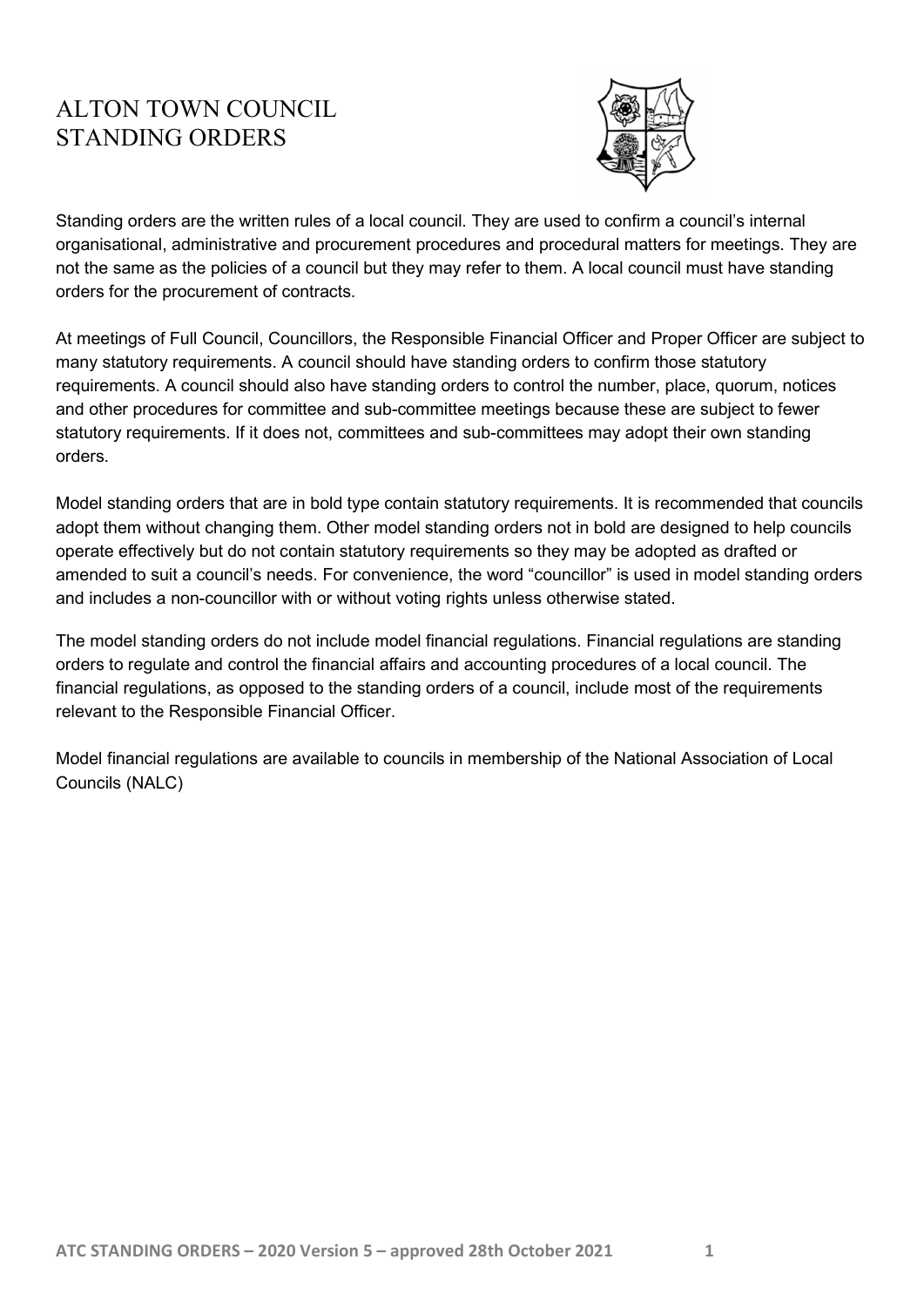# ALTON TOWN COUNCIL
# STANDING ORDERS

Standing orders are the written rules of a local council. They are used to confirm a council's internal organisational, administrative and procurement procedures and procedural matters for meetings. They are not the same as the policies of a council but they may refer to them. A local council must have standing orders for the procurement of contracts.

At meetings of Full Council, Councillors, the Responsible Financial Officer and Proper Officer are subject to many statutory requirements. A council should have standing orders to confirm those statutory requirements. A council should also have standing orders to control the number, place, quorum, notices and other procedures for committee and sub-committee meetings because these are subject to fewer statutory requirements. If it does not, committees and sub-committees may adopt their own standing orders.

Model standing orders that are in bold type contain statutory requirements. It is recommended that councils adopt them without changing them. Other model standing orders not in bold are designed to help councils operate effectively but do not contain statutory requirements so they may be adopted as drafted or amended to suit a council's needs. For convenience, the word "councillor" is used in model standing orders and includes a non-councillor with or without voting rights unless otherwise stated.

The model standing orders do not include model financial regulations. Financial regulations are standing orders to regulate and control the financial affairs and accounting procedures of a local council. The financial regulations, as opposed to the standing orders of a council, include most of the requirements relevant to the Responsible Financial Officer.

Model financial regulations are available to councils in membership of the National Association of Local Councils (NALC)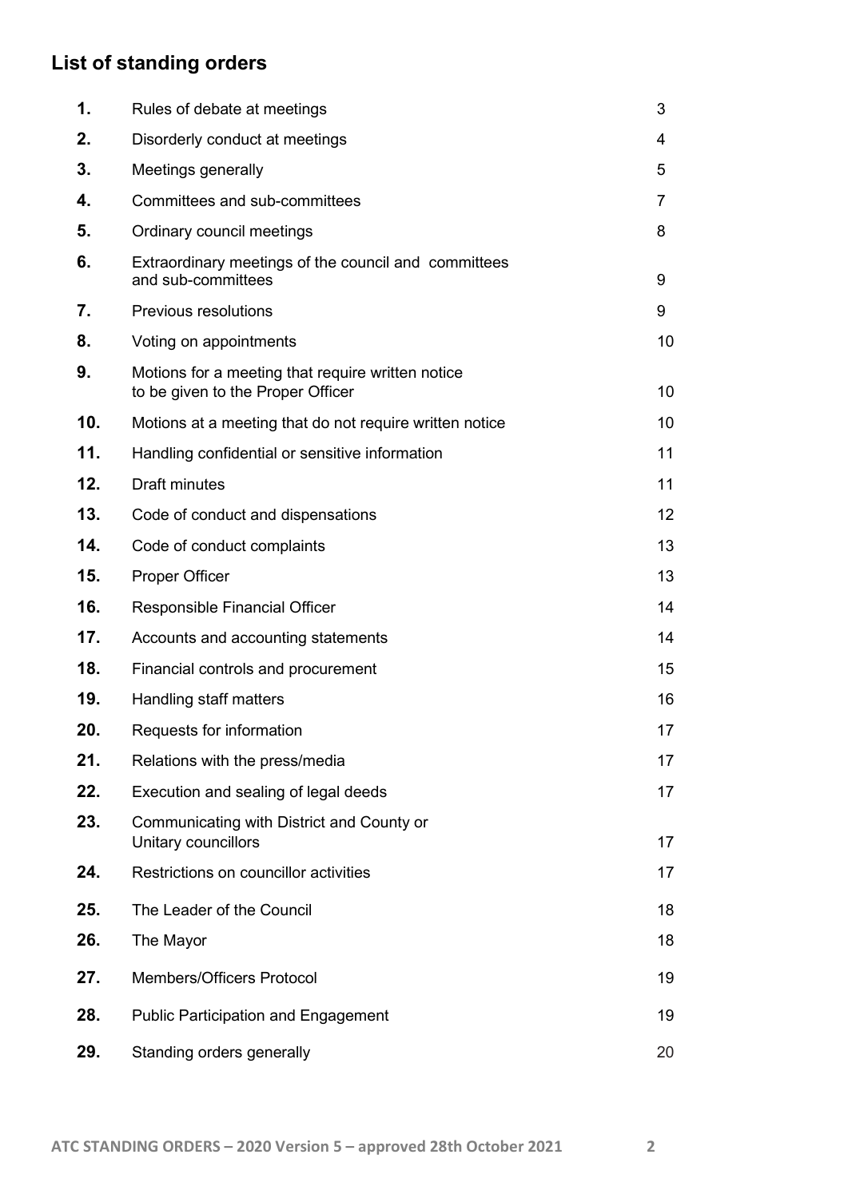## List of standing orders

| | | |
|---|---|---|
| **1.** | Rules of debate at meetings | 3 |
| **2.** | Disorderly conduct at meetings | 4 |
| **3.** | Meetings generally | 5 |
| **4.** | Committees and sub-committees | 7 |
| **5.** | Ordinary council meetings | 8 |
| **6.** | Extraordinary meetings of the council and committees and sub-committees | 9 |
| **7.** | Previous resolutions | 9 |
| **8.** | Voting on appointments | 10 |
| **9.** | Motions for a meeting that require written notice to be given to the Proper Officer | 10 |
| **10.** | Motions at a meeting that do not require written notice | 10 |
| **11.** | Handling confidential or sensitive information | 11 |
| **12.** | Draft minutes | 11 |
| **13.** | Code of conduct and dispensations | 12 |
| **14.** | Code of conduct complaints | 13 |
| **15.** | Proper Officer | 13 |
| **16.** | Responsible Financial Officer | 14 |
| **17.** | Accounts and accounting statements | 14 |
| **18.** | Financial controls and procurement | 15 |
| **19.** | Handling staff matters | 16 |
| **20.** | Requests for information | 17 |
| **21.** | Relations with the press/media | 17 |
| **22.** | Execution and sealing of legal deeds | 17 |
| **23.** | Communicating with District and County or Unitary councillors | 17 |
| **24.** | Restrictions on councillor activities | 17 |
| **25.** | The Leader of the Council | 18 |
| **26.** | The Mayor | 18 |
| **27.** | Members/Officers Protocol | 19 |
| **28.** | Public Participation and Engagement | 19 |
| **29.** | Standing orders generally | 20 |

ATC STANDING ORDERS – 2020 Version 5 – approved 28th October 2021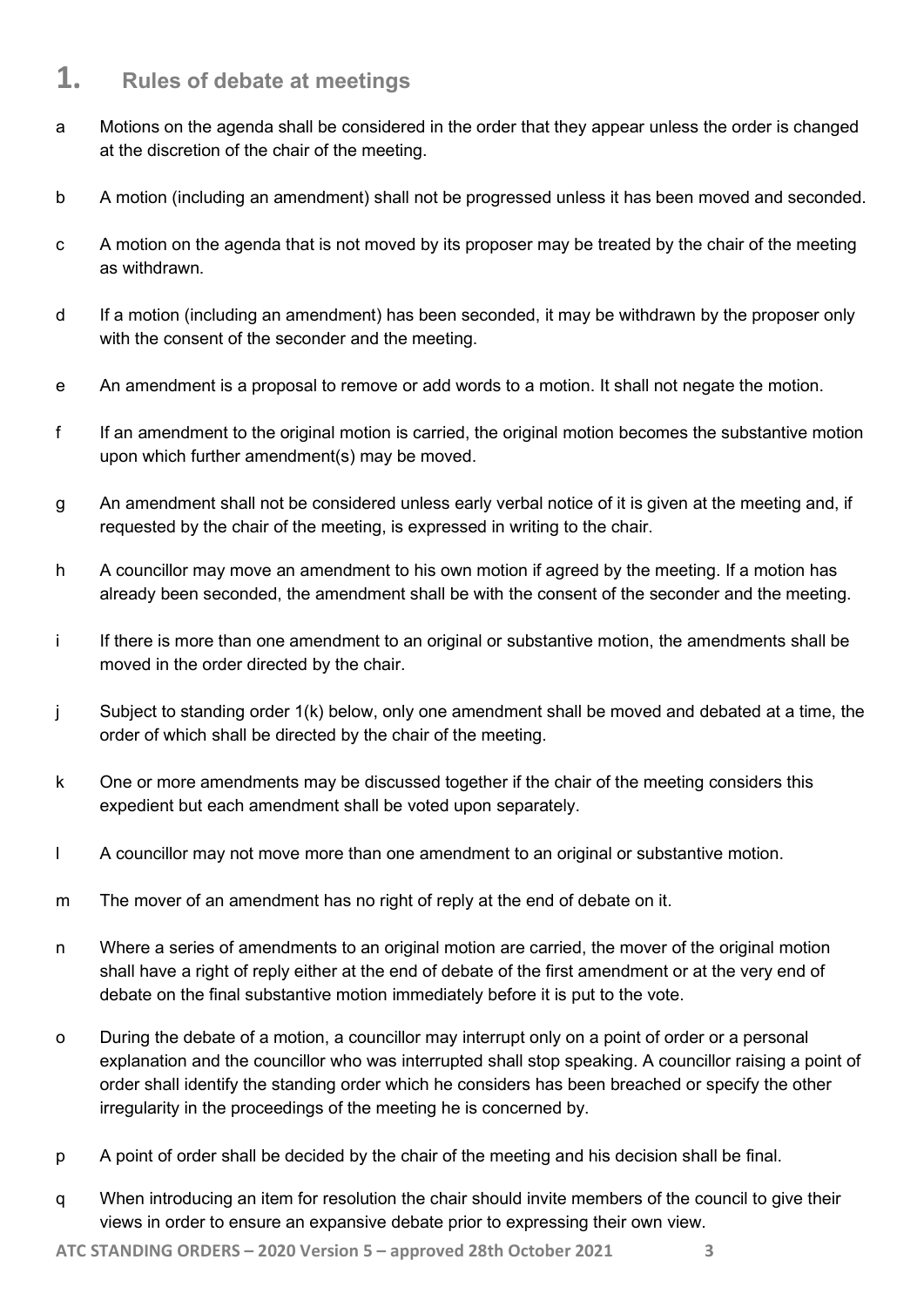# 1. Rules of debate at meetings

a Motions on the agenda shall be considered in the order that they appear unless the order is changed at the discretion of the chair of the meeting.

b A motion (including an amendment) shall not be progressed unless it has been moved and seconded.

c A motion on the agenda that is not moved by its proposer may be treated by the chair of the meeting as withdrawn.

d If a motion (including an amendment) has been seconded, it may be withdrawn by the proposer only with the consent of the seconder and the meeting.

e An amendment is a proposal to remove or add words to a motion. It shall not negate the motion.

f If an amendment to the original motion is carried, the original motion becomes the substantive motion upon which further amendment(s) may be moved.

g An amendment shall not be considered unless early verbal notice of it is given at the meeting and, if requested by the chair of the meeting, is expressed in writing to the chair.

h A councillor may move an amendment to his own motion if agreed by the meeting. If a motion has already been seconded, the amendment shall be with the consent of the seconder and the meeting.

i If there is more than one amendment to an original or substantive motion, the amendments shall be moved in the order directed by the chair.

j Subject to standing order 1(k) below, only one amendment shall be moved and debated at a time, the order of which shall be directed by the chair of the meeting.

k One or more amendments may be discussed together if the chair of the meeting considers this expedient but each amendment shall be voted upon separately.

l A councillor may not move more than one amendment to an original or substantive motion.

m The mover of an amendment has no right of reply at the end of debate on it.

n Where a series of amendments to an original motion are carried, the mover of the original motion shall have a right of reply either at the end of debate of the first amendment or at the very end of debate on the final substantive motion immediately before it is put to the vote.

o During the debate of a motion, a councillor may interrupt only on a point of order or a personal explanation and the councillor who was interrupted shall stop speaking. A councillor raising a point of order shall identify the standing order which he considers has been breached or specify the other irregularity in the proceedings of the meeting he is concerned by.

p A point of order shall be decided by the chair of the meeting and his decision shall be final.

q When introducing an item for resolution the chair should invite members of the council to give their views in order to ensure an expansive debate prior to expressing their own view.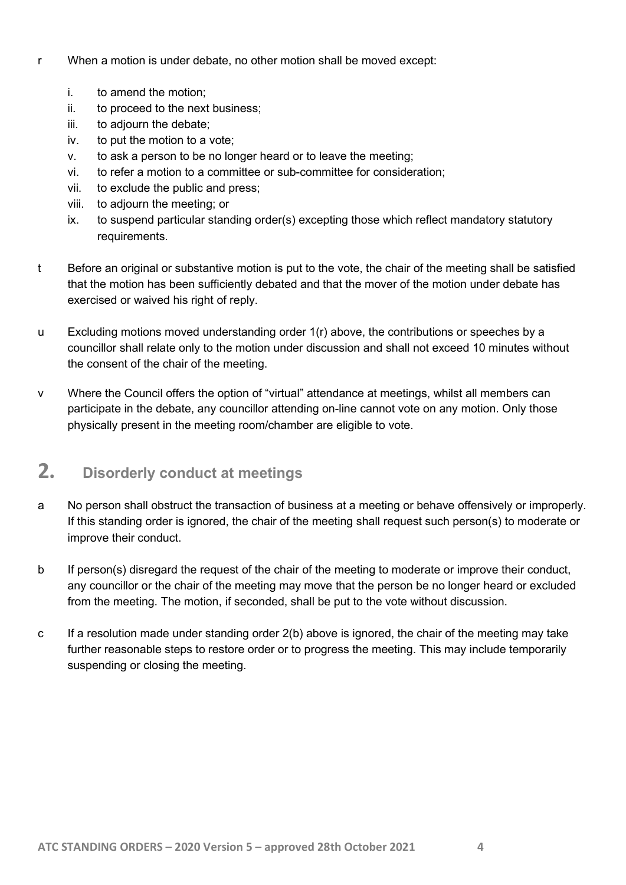r When a motion is under debate, no other motion shall be moved except:

i. to amend the motion;
ii. to proceed to the next business;
iii. to adjourn the debate;
iv. to put the motion to a vote;
v. to ask a person to be no longer heard or to leave the meeting;
vi. to refer a motion to a committee or sub-committee for consideration;
vii. to exclude the public and press;
viii. to adjourn the meeting; or
ix. to suspend particular standing order(s) excepting those which reflect mandatory statutory requirements.

t Before an original or substantive motion is put to the vote, the chair of the meeting shall be satisfied that the motion has been sufficiently debated and that the mover of the motion under debate has exercised or waived his right of reply.

u Excluding motions moved understanding order 1(r) above, the contributions or speeches by a councillor shall relate only to the motion under discussion and shall not exceed 10 minutes without the consent of the chair of the meeting.

v Where the Council offers the option of "virtual" attendance at meetings, whilst all members can participate in the debate, any councillor attending on-line cannot vote on any motion. Only those physically present in the meeting room/chamber are eligible to vote.

## 2. Disorderly conduct at meetings

a No person shall obstruct the transaction of business at a meeting or behave offensively or improperly. If this standing order is ignored, the chair of the meeting shall request such person(s) to moderate or improve their conduct.

b If person(s) disregard the request of the chair of the meeting to moderate or improve their conduct, any councillor or the chair of the meeting may move that the person be no longer heard or excluded from the meeting. The motion, if seconded, shall be put to the vote without discussion.

c If a resolution made under standing order 2(b) above is ignored, the chair of the meeting may take further reasonable steps to restore order or to progress the meeting. This may include temporarily suspending or closing the meeting.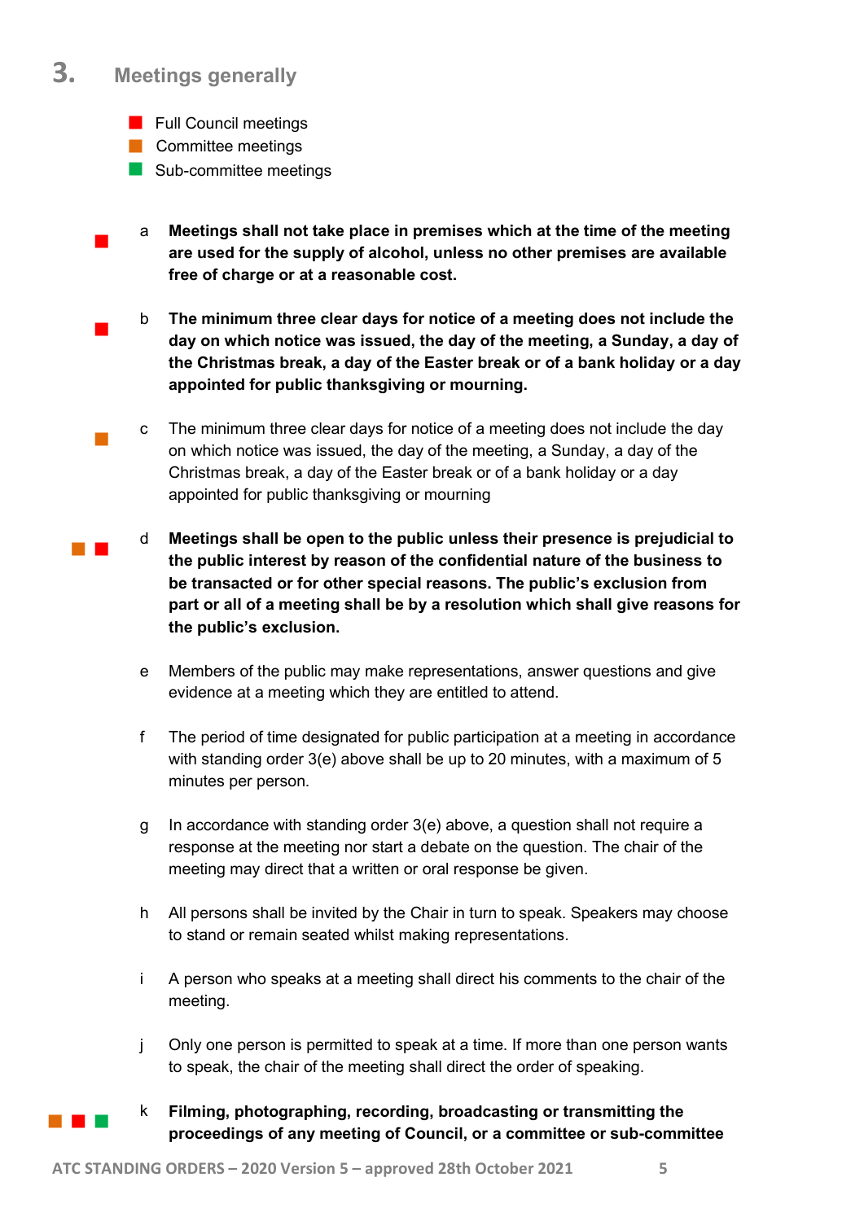## 3. Meetings generally

- Full Council meetings
- Committee meetings
- Sub-committee meetings

a **Meetings shall not take place in premises which at the time of the meeting are used for the supply of alcohol, unless no other premises are available free of charge or at a reasonable cost.**

b **The minimum three clear days for notice of a meeting does not include the day on which notice was issued, the day of the meeting, a Sunday, a day of the Christmas break, a day of the Easter break or of a bank holiday or a day appointed for public thanksgiving or mourning.**

c The minimum three clear days for notice of a meeting does not include the day on which notice was issued, the day of the meeting, a Sunday, a day of the Christmas break, a day of the Easter break or of a bank holiday or a day appointed for public thanksgiving or mourning

d **Meetings shall be open to the public unless their presence is prejudicial to the public interest by reason of the confidential nature of the business to be transacted or for other special reasons. The public's exclusion from part or all of a meeting shall be by a resolution which shall give reasons for the public's exclusion.**

e Members of the public may make representations, answer questions and give evidence at a meeting which they are entitled to attend.

f The period of time designated for public participation at a meeting in accordance with standing order 3(e) above shall be up to 20 minutes, with a maximum of 5 minutes per person.

g In accordance with standing order 3(e) above, a question shall not require a response at the meeting nor start a debate on the question. The chair of the meeting may direct that a written or oral response be given.

h All persons shall be invited by the Chair in turn to speak. Speakers may choose to stand or remain seated whilst making representations.

i A person who speaks at a meeting shall direct his comments to the chair of the meeting.

j Only one person is permitted to speak at a time. If more than one person wants to speak, the chair of the meeting shall direct the order of speaking.

k **Filming, photographing, recording, broadcasting or transmitting the proceedings of any meeting of Council, or a committee or sub-committee**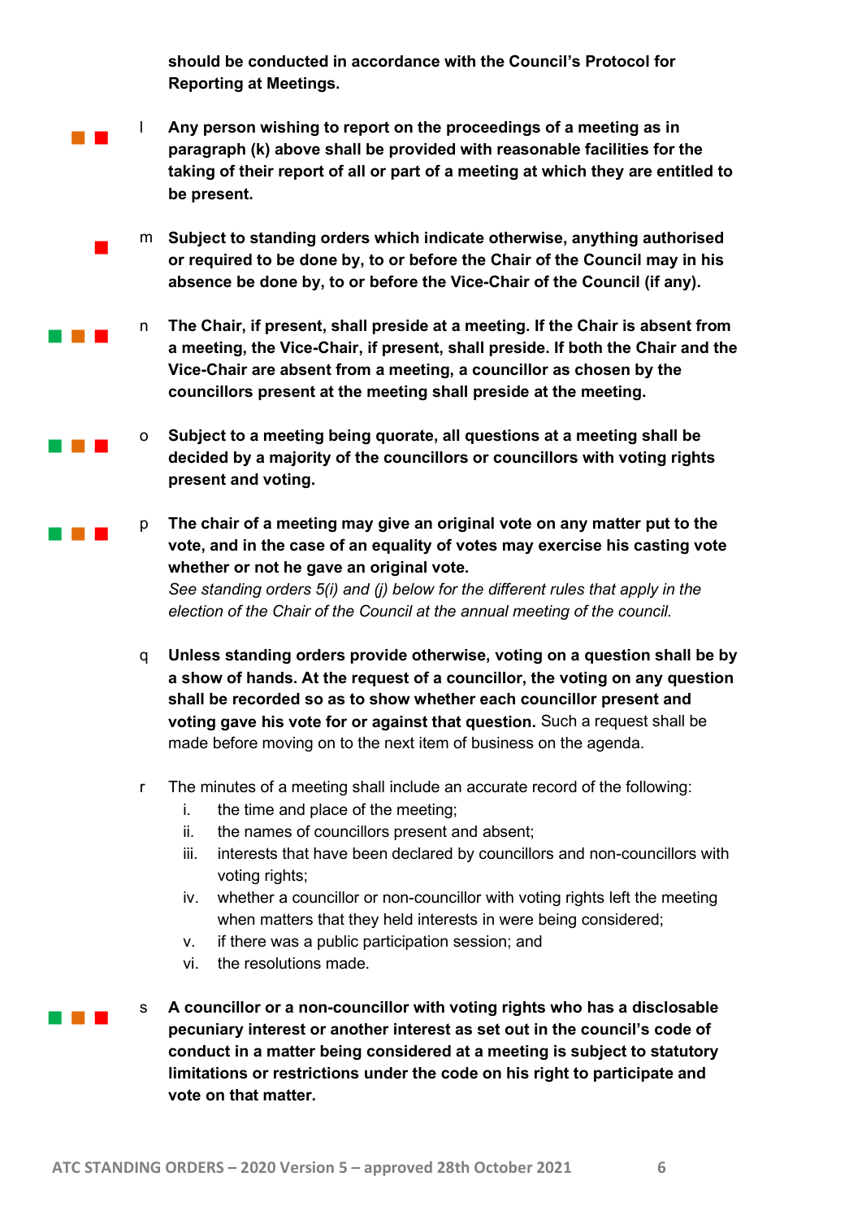**should be conducted in accordance with the Council's Protocol for Reporting at Meetings.**

l **Any person wishing to report on the proceedings of a meeting as in paragraph (k) above shall be provided with reasonable facilities for the taking of their report of all or part of a meeting at which they are entitled to be present.**

m **Subject to standing orders which indicate otherwise, anything authorised or required to be done by, to or before the Chair of the Council may in his absence be done by, to or before the Vice-Chair of the Council (if any).**

n **The Chair, if present, shall preside at a meeting. If the Chair is absent from a meeting, the Vice-Chair, if present, shall preside. If both the Chair and the Vice-Chair are absent from a meeting, a councillor as chosen by the councillors present at the meeting shall preside at the meeting.**

o **Subject to a meeting being quorate, all questions at a meeting shall be decided by a majority of the councillors or councillors with voting rights present and voting.**

p **The chair of a meeting may give an original vote on any matter put to the vote, and in the case of an equality of votes may exercise his casting vote whether or not he gave an original vote.**
*See standing orders 5(i) and (j) below for the different rules that apply in the election of the Chair of the Council at the annual meeting of the council.*

q **Unless standing orders provide otherwise, voting on a question shall be by a show of hands. At the request of a councillor, the voting on any question shall be recorded so as to show whether each councillor present and voting gave his vote for or against that question.** Such a request shall be made before moving on to the next item of business on the agenda.

r The minutes of a meeting shall include an accurate record of the following:

i. the time and place of the meeting;
ii. the names of councillors present and absent;
iii. interests that have been declared by councillors and non-councillors with voting rights;
iv. whether a councillor or non-councillor with voting rights left the meeting when matters that they held interests in were being considered;
v. if there was a public participation session; and
vi. the resolutions made.

s **A councillor or a non-councillor with voting rights who has a disclosable pecuniary interest or another interest as set out in the council's code of conduct in a matter being considered at a meeting is subject to statutory limitations or restrictions under the code on his right to participate and vote on that matter.**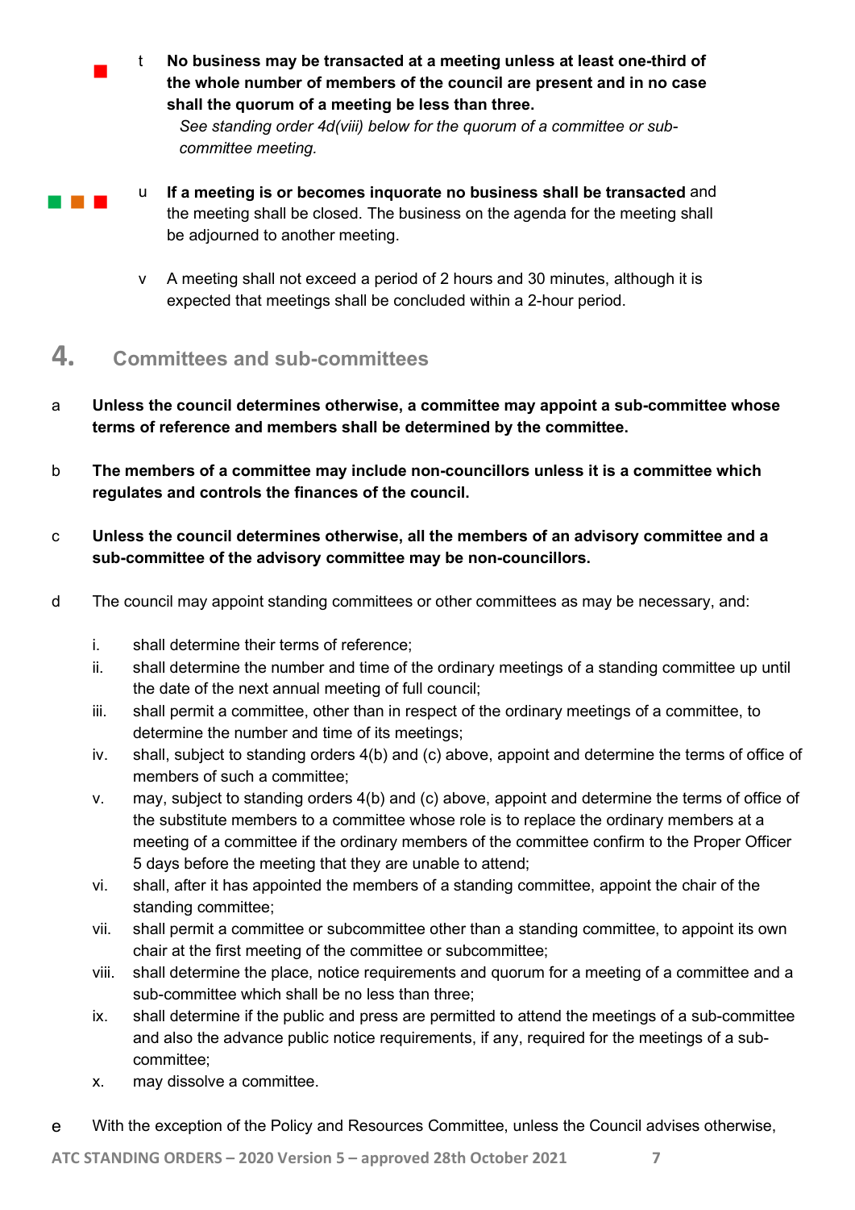t **No business may be transacted at a meeting unless at least one-third of the whole number of members of the council are present and in no case shall the quorum of a meeting be less than three.**
*See standing order 4d(viii) below for the quorum of a committee or sub-committee meeting.*

u **If a meeting is or becomes inquorate no business shall be transacted** and the meeting shall be closed. The business on the agenda for the meeting shall be adjourned to another meeting.

v A meeting shall not exceed a period of 2 hours and 30 minutes, although it is expected that meetings shall be concluded within a 2-hour period.

## 4. Committees and sub-committees

a **Unless the council determines otherwise, a committee may appoint a sub-committee whose terms of reference and members shall be determined by the committee.**

b **The members of a committee may include non-councillors unless it is a committee which regulates and controls the finances of the council.**

c **Unless the council determines otherwise, all the members of an advisory committee and a sub-committee of the advisory committee may be non-councillors.**

d The council may appoint standing committees or other committees as may be necessary, and:

i. shall determine their terms of reference;
ii. shall determine the number and time of the ordinary meetings of a standing committee up until the date of the next annual meeting of full council;
iii. shall permit a committee, other than in respect of the ordinary meetings of a committee, to determine the number and time of its meetings;
iv. shall, subject to standing orders 4(b) and (c) above, appoint and determine the terms of office of members of such a committee;
v. may, subject to standing orders 4(b) and (c) above, appoint and determine the terms of office of the substitute members to a committee whose role is to replace the ordinary members at a meeting of a committee if the ordinary members of the committee confirm to the Proper Officer 5 days before the meeting that they are unable to attend;
vi. shall, after it has appointed the members of a standing committee, appoint the chair of the standing committee;
vii. shall permit a committee or subcommittee other than a standing committee, to appoint its own chair at the first meeting of the committee or subcommittee;
viii. shall determine the place, notice requirements and quorum for a meeting of a committee and a sub-committee which shall be no less than three;
ix. shall determine if the public and press are permitted to attend the meetings of a sub-committee and also the advance public notice requirements, if any, required for the meetings of a sub-committee;
x. may dissolve a committee.

e With the exception of the Policy and Resources Committee, unless the Council advises otherwise,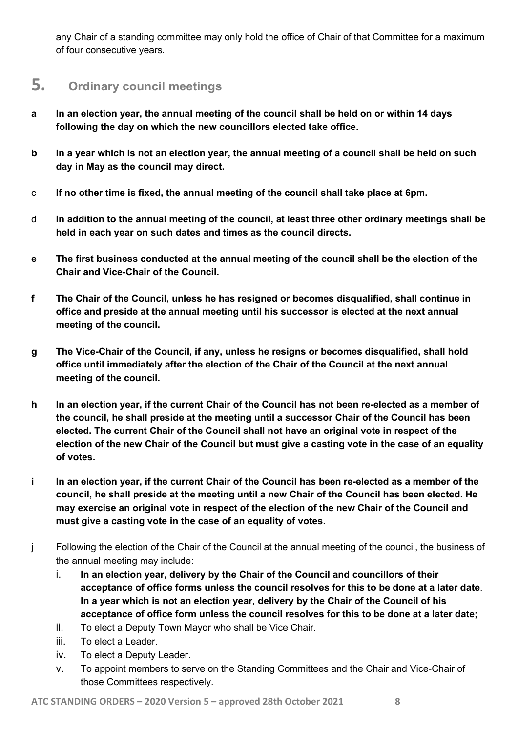any Chair of a standing committee may only hold the office of Chair of that Committee for a maximum of four consecutive years.

# 5. Ordinary council meetings

**a In an election year, the annual meeting of the council shall be held on or within 14 days following the day on which the new councillors elected take office.**

**b In a year which is not an election year, the annual meeting of a council shall be held on such day in May as the council may direct.**

c **If no other time is fixed, the annual meeting of the council shall take place at 6pm.**

d **In addition to the annual meeting of the council, at least three other ordinary meetings shall be held in each year on such dates and times as the council directs.**

**e The first business conducted at the annual meeting of the council shall be the election of the Chair and Vice-Chair of the Council.**

**f The Chair of the Council, unless he has resigned or becomes disqualified, shall continue in office and preside at the annual meeting until his successor is elected at the next annual meeting of the council.**

**g The Vice-Chair of the Council, if any, unless he resigns or becomes disqualified, shall hold office until immediately after the election of the Chair of the Council at the next annual meeting of the council.**

**h In an election year, if the current Chair of the Council has not been re-elected as a member of the council, he shall preside at the meeting until a successor Chair of the Council has been elected. The current Chair of the Council shall not have an original vote in respect of the election of the new Chair of the Council but must give a casting vote in the case of an equality of votes.**

**i In an election year, if the current Chair of the Council has been re-elected as a member of the council, he shall preside at the meeting until a new Chair of the Council has been elected. He may exercise an original vote in respect of the election of the new Chair of the Council and must give a casting vote in the case of an equality of votes.**

j Following the election of the Chair of the Council at the annual meeting of the council, the business of the annual meeting may include:

i. **In an election year, delivery by the Chair of the Council and councillors of their acceptance of office forms unless the council resolves for this to be done at a later date**. **In a year which is not an election year, delivery by the Chair of the Council of his acceptance of office form unless the council resolves for this to be done at a later date;**
ii. To elect a Deputy Town Mayor who shall be Vice Chair.
iii. To elect a Leader.
iv. To elect a Deputy Leader.
v. To appoint members to serve on the Standing Committees and the Chair and Vice-Chair of those Committees respectively.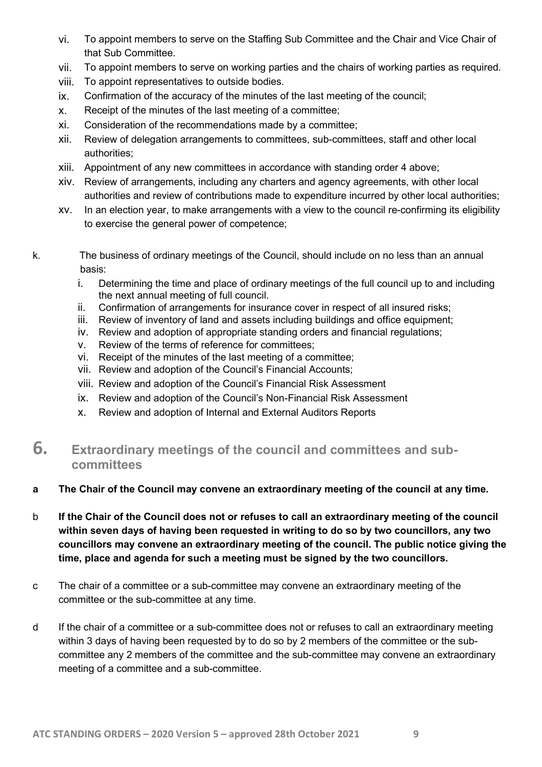vi. To appoint members to serve on the Staffing Sub Committee and the Chair and Vice Chair of that Sub Committee.
vii. To appoint members to serve on working parties and the chairs of working parties as required.
viii. To appoint representatives to outside bodies.
ix. Confirmation of the accuracy of the minutes of the last meeting of the council;
x. Receipt of the minutes of the last meeting of a committee;
xi. Consideration of the recommendations made by a committee;
xii. Review of delegation arrangements to committees, sub-committees, staff and other local authorities;
xiii. Appointment of any new committees in accordance with standing order 4 above;
xiv. Review of arrangements, including any charters and agency agreements, with other local authorities and review of contributions made to expenditure incurred by other local authorities;
xv. In an election year, to make arrangements with a view to the council re-confirming its eligibility to exercise the general power of competence;

k. The business of ordinary meetings of the Council, should include on no less than an annual basis:
   i. Determining the time and place of ordinary meetings of the full council up to and including the next annual meeting of full council.
   ii. Confirmation of arrangements for insurance cover in respect of all insured risks;
   iii. Review of inventory of land and assets including buildings and office equipment;
   iv. Review and adoption of appropriate standing orders and financial regulations;
   v. Review of the terms of reference for committees;
   vi. Receipt of the minutes of the last meeting of a committee;
   vii. Review and adoption of the Council's Financial Accounts;
   viii. Review and adoption of the Council's Financial Risk Assessment
   ix. Review and adoption of the Council's Non-Financial Risk Assessment
   x. Review and adoption of Internal and External Auditors Reports

## 6. Extraordinary meetings of the council and committees and sub-committees

**a The Chair of the Council may convene an extraordinary meeting of the council at any time.**

b **If the Chair of the Council does not or refuses to call an extraordinary meeting of the council within seven days of having been requested in writing to do so by two councillors, any two councillors may convene an extraordinary meeting of the council. The public notice giving the time, place and agenda for such a meeting must be signed by the two councillors.**

c The chair of a committee or a sub-committee may convene an extraordinary meeting of the committee or the sub-committee at any time.

d If the chair of a committee or a sub-committee does not or refuses to call an extraordinary meeting within 3 days of having been requested by to do so by 2 members of the committee or the sub-committee any 2 members of the committee and the sub-committee may convene an extraordinary meeting of a committee and a sub-committee.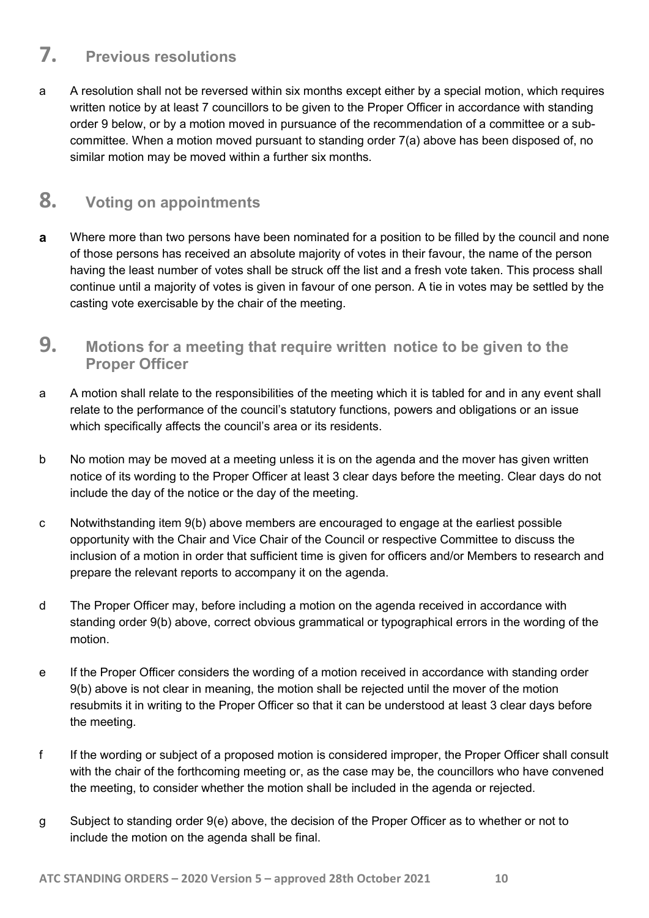## 7. Previous resolutions

a A resolution shall not be reversed within six months except either by a special motion, which requires written notice by at least 7 councillors to be given to the Proper Officer in accordance with standing order 9 below, or by a motion moved in pursuance of the recommendation of a committee or a sub-committee. When a motion moved pursuant to standing order 7(a) above has been disposed of, no similar motion may be moved within a further six months.

## 8. Voting on appointments

**a** Where more than two persons have been nominated for a position to be filled by the council and none of those persons has received an absolute majority of votes in their favour, the name of the person having the least number of votes shall be struck off the list and a fresh vote taken. This process shall continue until a majority of votes is given in favour of one person. A tie in votes may be settled by the casting vote exercisable by the chair of the meeting.

## 9. Motions for a meeting that require written notice to be given to the Proper Officer

a A motion shall relate to the responsibilities of the meeting which it is tabled for and in any event shall relate to the performance of the council's statutory functions, powers and obligations or an issue which specifically affects the council's area or its residents.

b No motion may be moved at a meeting unless it is on the agenda and the mover has given written notice of its wording to the Proper Officer at least 3 clear days before the meeting. Clear days do not include the day of the notice or the day of the meeting.

c Notwithstanding item 9(b) above members are encouraged to engage at the earliest possible opportunity with the Chair and Vice Chair of the Council or respective Committee to discuss the inclusion of a motion in order that sufficient time is given for officers and/or Members to research and prepare the relevant reports to accompany it on the agenda.

d The Proper Officer may, before including a motion on the agenda received in accordance with standing order 9(b) above, correct obvious grammatical or typographical errors in the wording of the motion.

e If the Proper Officer considers the wording of a motion received in accordance with standing order 9(b) above is not clear in meaning, the motion shall be rejected until the mover of the motion resubmits it in writing to the Proper Officer so that it can be understood at least 3 clear days before the meeting.

f If the wording or subject of a proposed motion is considered improper, the Proper Officer shall consult with the chair of the forthcoming meeting or, as the case may be, the councillors who have convened the meeting, to consider whether the motion shall be included in the agenda or rejected.

g Subject to standing order 9(e) above, the decision of the Proper Officer as to whether or not to include the motion on the agenda shall be final.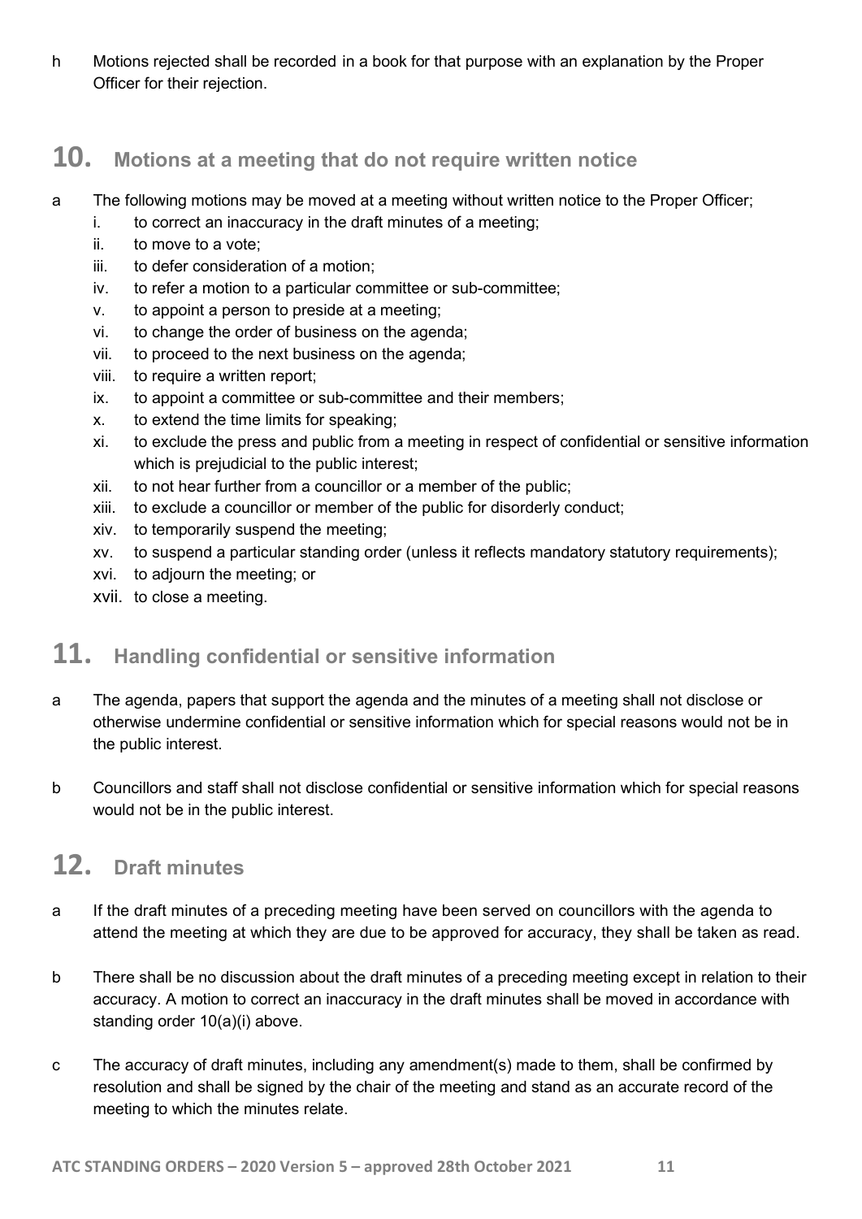h Motions rejected shall be recorded in a book for that purpose with an explanation by the Proper Officer for their rejection.

## 10. Motions at a meeting that do not require written notice

a The following motions may be moved at a meeting without written notice to the Proper Officer;

i. to correct an inaccuracy in the draft minutes of a meeting;
ii. to move to a vote;
iii. to defer consideration of a motion;
iv. to refer a motion to a particular committee or sub-committee;
v. to appoint a person to preside at a meeting;
vi. to change the order of business on the agenda;
vii. to proceed to the next business on the agenda;
viii. to require a written report;
ix. to appoint a committee or sub-committee and their members;
x. to extend the time limits for speaking;
xi. to exclude the press and public from a meeting in respect of confidential or sensitive information which is prejudicial to the public interest;
xii. to not hear further from a councillor or a member of the public;
xiii. to exclude a councillor or member of the public for disorderly conduct;
xiv. to temporarily suspend the meeting;
xv. to suspend a particular standing order (unless it reflects mandatory statutory requirements);
xvi. to adjourn the meeting; or
xvii. to close a meeting.

## 11. Handling confidential or sensitive information

a The agenda, papers that support the agenda and the minutes of a meeting shall not disclose or otherwise undermine confidential or sensitive information which for special reasons would not be in the public interest.

b Councillors and staff shall not disclose confidential or sensitive information which for special reasons would not be in the public interest.

## 12. Draft minutes

a If the draft minutes of a preceding meeting have been served on councillors with the agenda to attend the meeting at which they are due to be approved for accuracy, they shall be taken as read.

b There shall be no discussion about the draft minutes of a preceding meeting except in relation to their accuracy. A motion to correct an inaccuracy in the draft minutes shall be moved in accordance with standing order 10(a)(i) above.

c The accuracy of draft minutes, including any amendment(s) made to them, shall be confirmed by resolution and shall be signed by the chair of the meeting and stand as an accurate record of the meeting to which the minutes relate.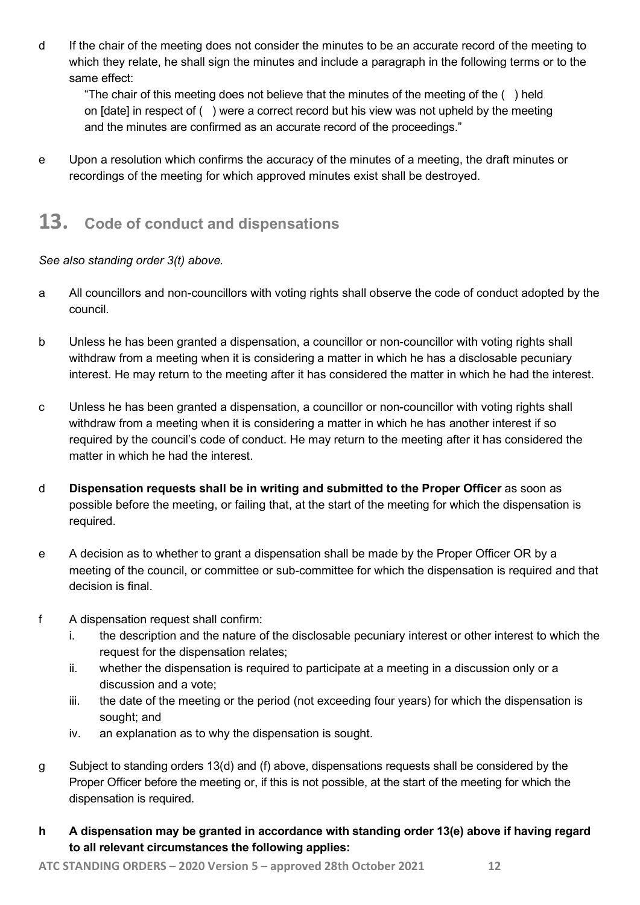d If the chair of the meeting does not consider the minutes to be an accurate record of the meeting to which they relate, he shall sign the minutes and include a paragraph in the following terms or to the same effect:

> "The chair of this meeting does not believe that the minutes of the meeting of the ( ) held on [date] in respect of ( ) were a correct record but his view was not upheld by the meeting and the minutes are confirmed as an accurate record of the proceedings."

e Upon a resolution which confirms the accuracy of the minutes of a meeting, the draft minutes or recordings of the meeting for which approved minutes exist shall be destroyed.

## 13. Code of conduct and dispensations

*See also standing order 3(t) above.*

a All councillors and non-councillors with voting rights shall observe the code of conduct adopted by the council.

b Unless he has been granted a dispensation, a councillor or non-councillor with voting rights shall withdraw from a meeting when it is considering a matter in which he has a disclosable pecuniary interest. He may return to the meeting after it has considered the matter in which he had the interest.

c Unless he has been granted a dispensation, a councillor or non-councillor with voting rights shall withdraw from a meeting when it is considering a matter in which he has another interest if so required by the council's code of conduct. He may return to the meeting after it has considered the matter in which he had the interest.

d **Dispensation requests shall be in writing and submitted to the Proper Officer** as soon as possible before the meeting, or failing that, at the start of the meeting for which the dispensation is required.

e A decision as to whether to grant a dispensation shall be made by the Proper Officer OR by a meeting of the council, or committee or sub-committee for which the dispensation is required and that decision is final.

f A dispensation request shall confirm:

  i. the description and the nature of the disclosable pecuniary interest or other interest to which the request for the dispensation relates;
  ii. whether the dispensation is required to participate at a meeting in a discussion only or a discussion and a vote;
  iii. the date of the meeting or the period (not exceeding four years) for which the dispensation is sought; and
  iv. an explanation as to why the dispensation is sought.

g Subject to standing orders 13(d) and (f) above, dispensations requests shall be considered by the Proper Officer before the meeting or, if this is not possible, at the start of the meeting for which the dispensation is required.

**h A dispensation may be granted in accordance with standing order 13(e) above if having regard to all relevant circumstances the following applies:**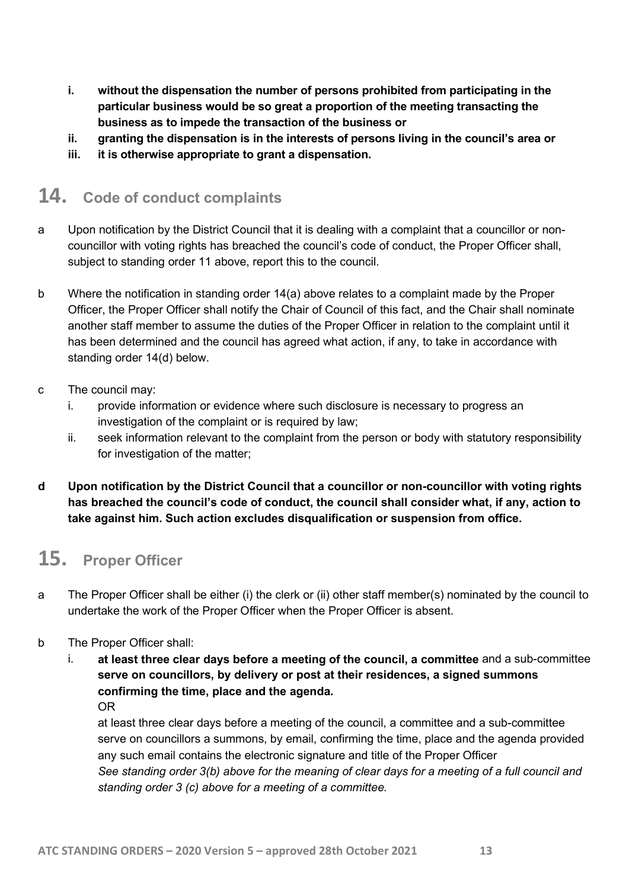- **i. without the dispensation the number of persons prohibited from participating in the particular business would be so great a proportion of the meeting transacting the business as to impede the transaction of the business or**
- **ii. granting the dispensation is in the interests of persons living in the council's area or**
- **iii. it is otherwise appropriate to grant a dispensation.**

# 14. Code of conduct complaints

a Upon notification by the District Council that it is dealing with a complaint that a councillor or non-councillor with voting rights has breached the council's code of conduct, the Proper Officer shall, subject to standing order 11 above, report this to the council.

b Where the notification in standing order 14(a) above relates to a complaint made by the Proper Officer, the Proper Officer shall notify the Chair of Council of this fact, and the Chair shall nominate another staff member to assume the duties of the Proper Officer in relation to the complaint until it has been determined and the council has agreed what action, if any, to take in accordance with standing order 14(d) below.

c The council may:

- i. provide information or evidence where such disclosure is necessary to progress an investigation of the complaint or is required by law;
- ii. seek information relevant to the complaint from the person or body with statutory responsibility for investigation of the matter;

**d Upon notification by the District Council that a councillor or non-councillor with voting rights has breached the council's code of conduct, the council shall consider what, if any, action to take against him. Such action excludes disqualification or suspension from office.**

# 15. Proper Officer

a The Proper Officer shall be either (i) the clerk or (ii) other staff member(s) nominated by the council to undertake the work of the Proper Officer when the Proper Officer is absent.

b The Proper Officer shall:

- i. **at least three clear days before a meeting of the council, a committee** and a sub-committee **serve on councillors, by delivery or post at their residences, a signed summons confirming the time, place and the agenda.**

  OR

  at least three clear days before a meeting of the council, a committee and a sub-committee serve on councillors a summons, by email, confirming the time, place and the agenda provided any such email contains the electronic signature and title of the Proper Officer

  *See standing order 3(b) above for the meaning of clear days for a meeting of a full council and standing order 3 (c) above for a meeting of a committee.*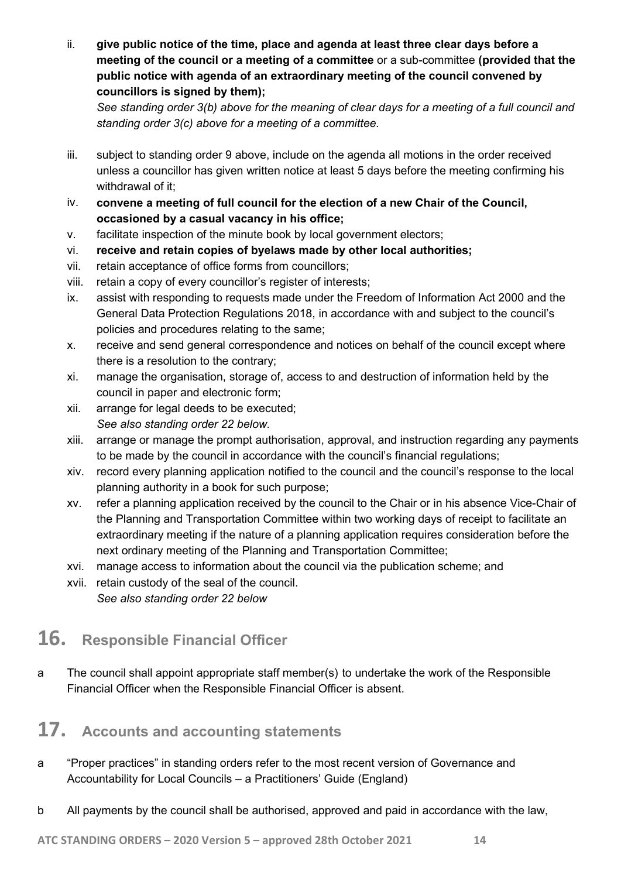ii. **give public notice of the time, place and agenda at least three clear days before a meeting of the council or a meeting of a committee** or a sub-committee **(provided that the public notice with agenda of an extraordinary meeting of the council convened by councillors is signed by them);**
*See standing order 3(b) above for the meaning of clear days for a meeting of a full council and standing order 3(c) above for a meeting of a committee.*

iii. subject to standing order 9 above, include on the agenda all motions in the order received unless a councillor has given written notice at least 5 days before the meeting confirming his withdrawal of it;

iv. **convene a meeting of full council for the election of a new Chair of the Council, occasioned by a casual vacancy in his office;**

v. facilitate inspection of the minute book by local government electors;

vi. **receive and retain copies of byelaws made by other local authorities;**

vii. retain acceptance of office forms from councillors;

viii. retain a copy of every councillor's register of interests;

ix. assist with responding to requests made under the Freedom of Information Act 2000 and the General Data Protection Regulations 2018, in accordance with and subject to the council's policies and procedures relating to the same;

x. receive and send general correspondence and notices on behalf of the council except where there is a resolution to the contrary;

xi. manage the organisation, storage of, access to and destruction of information held by the council in paper and electronic form;

xii. arrange for legal deeds to be executed;
*See also standing order 22 below.*

xiii. arrange or manage the prompt authorisation, approval, and instruction regarding any payments to be made by the council in accordance with the council's financial regulations;

xiv. record every planning application notified to the council and the council's response to the local planning authority in a book for such purpose;

xv. refer a planning application received by the council to the Chair or in his absence Vice-Chair of the Planning and Transportation Committee within two working days of receipt to facilitate an extraordinary meeting if the nature of a planning application requires consideration before the next ordinary meeting of the Planning and Transportation Committee;

xvi. manage access to information about the council via the publication scheme; and

xvii. retain custody of the seal of the council.
*See also standing order 22 below*

## 16. Responsible Financial Officer

a The council shall appoint appropriate staff member(s) to undertake the work of the Responsible Financial Officer when the Responsible Financial Officer is absent.

## 17. Accounts and accounting statements

a "Proper practices" in standing orders refer to the most recent version of Governance and Accountability for Local Councils – a Practitioners' Guide (England)

b All payments by the council shall be authorised, approved and paid in accordance with the law,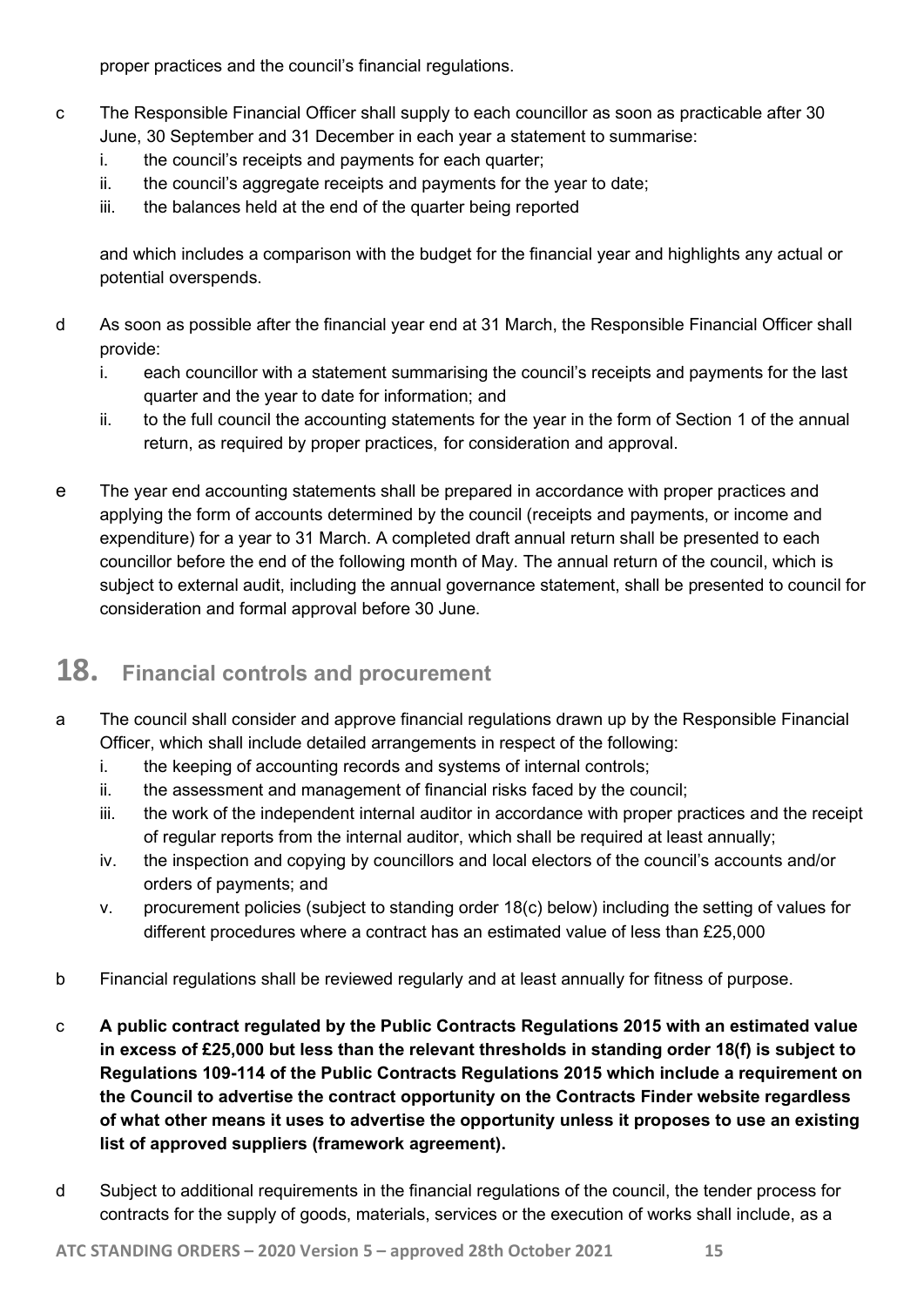proper practices and the council's financial regulations.

c The Responsible Financial Officer shall supply to each councillor as soon as practicable after 30 June, 30 September and 31 December in each year a statement to summarise:
   i. the council's receipts and payments for each quarter;
   ii. the council's aggregate receipts and payments for the year to date;
   iii. the balances held at the end of the quarter being reported

   and which includes a comparison with the budget for the financial year and highlights any actual or potential overspends.

d As soon as possible after the financial year end at 31 March, the Responsible Financial Officer shall provide:
   i. each councillor with a statement summarising the council's receipts and payments for the last quarter and the year to date for information; and
   ii. to the full council the accounting statements for the year in the form of Section 1 of the annual return, as required by proper practices, for consideration and approval.

e The year end accounting statements shall be prepared in accordance with proper practices and applying the form of accounts determined by the council (receipts and payments, or income and expenditure) for a year to 31 March. A completed draft annual return shall be presented to each councillor before the end of the following month of May. The annual return of the council, which is subject to external audit, including the annual governance statement, shall be presented to council for consideration and formal approval before 30 June.

# 18. Financial controls and procurement

a The council shall consider and approve financial regulations drawn up by the Responsible Financial Officer, which shall include detailed arrangements in respect of the following:
   i. the keeping of accounting records and systems of internal controls;
   ii. the assessment and management of financial risks faced by the council;
   iii. the work of the independent internal auditor in accordance with proper practices and the receipt of regular reports from the internal auditor, which shall be required at least annually;
   iv. the inspection and copying by councillors and local electors of the council's accounts and/or orders of payments; and
   v. procurement policies (subject to standing order 18(c) below) including the setting of values for different procedures where a contract has an estimated value of less than £25,000

b Financial regulations shall be reviewed regularly and at least annually for fitness of purpose.

c **A public contract regulated by the Public Contracts Regulations 2015 with an estimated value in excess of £25,000 but less than the relevant thresholds in standing order 18(f) is subject to Regulations 109-114 of the Public Contracts Regulations 2015 which include a requirement on the Council to advertise the contract opportunity on the Contracts Finder website regardless of what other means it uses to advertise the opportunity unless it proposes to use an existing list of approved suppliers (framework agreement).**

d Subject to additional requirements in the financial regulations of the council, the tender process for contracts for the supply of goods, materials, services or the execution of works shall include, as a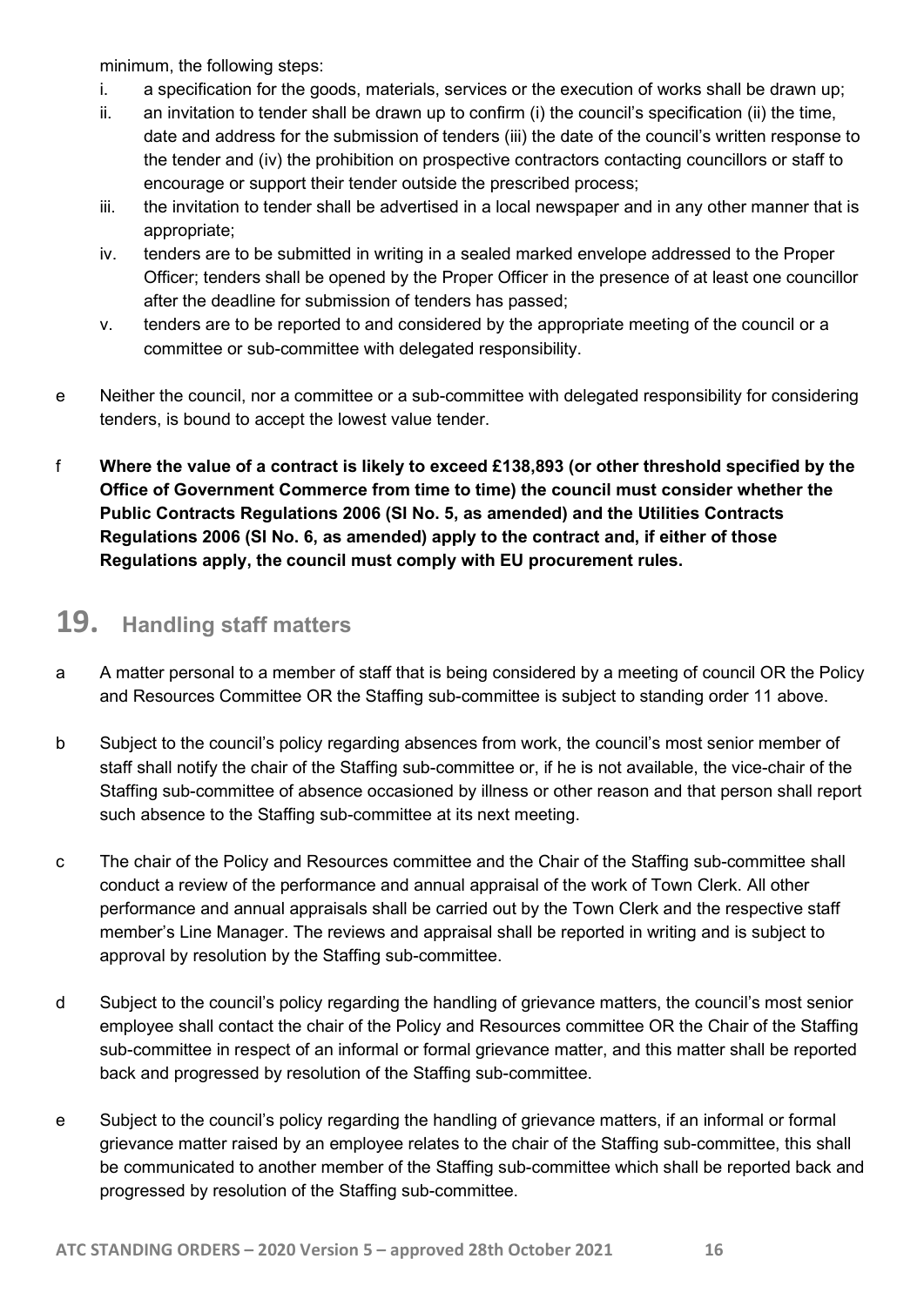minimum, the following steps:

i. a specification for the goods, materials, services or the execution of works shall be drawn up;
ii. an invitation to tender shall be drawn up to confirm (i) the council's specification (ii) the time, date and address for the submission of tenders (iii) the date of the council's written response to the tender and (iv) the prohibition on prospective contractors contacting councillors or staff to encourage or support their tender outside the prescribed process;
iii. the invitation to tender shall be advertised in a local newspaper and in any other manner that is appropriate;
iv. tenders are to be submitted in writing in a sealed marked envelope addressed to the Proper Officer; tenders shall be opened by the Proper Officer in the presence of at least one councillor after the deadline for submission of tenders has passed;
v. tenders are to be reported to and considered by the appropriate meeting of the council or a committee or sub-committee with delegated responsibility.

e Neither the council, nor a committee or a sub-committee with delegated responsibility for considering tenders, is bound to accept the lowest value tender.

f **Where the value of a contract is likely to exceed £138,893 (or other threshold specified by the Office of Government Commerce from time to time) the council must consider whether the Public Contracts Regulations 2006 (SI No. 5, as amended) and the Utilities Contracts Regulations 2006 (SI No. 6, as amended) apply to the contract and, if either of those Regulations apply, the council must comply with EU procurement rules.**

## 19. Handling staff matters

a A matter personal to a member of staff that is being considered by a meeting of council OR the Policy and Resources Committee OR the Staffing sub-committee is subject to standing order 11 above.

b Subject to the council's policy regarding absences from work, the council's most senior member of staff shall notify the chair of the Staffing sub-committee or, if he is not available, the vice-chair of the Staffing sub-committee of absence occasioned by illness or other reason and that person shall report such absence to the Staffing sub-committee at its next meeting.

c The chair of the Policy and Resources committee and the Chair of the Staffing sub-committee shall conduct a review of the performance and annual appraisal of the work of Town Clerk. All other performance and annual appraisals shall be carried out by the Town Clerk and the respective staff member's Line Manager. The reviews and appraisal shall be reported in writing and is subject to approval by resolution by the Staffing sub-committee.

d Subject to the council's policy regarding the handling of grievance matters, the council's most senior employee shall contact the chair of the Policy and Resources committee OR the Chair of the Staffing sub-committee in respect of an informal or formal grievance matter, and this matter shall be reported back and progressed by resolution of the Staffing sub-committee.

e Subject to the council's policy regarding the handling of grievance matters, if an informal or formal grievance matter raised by an employee relates to the chair of the Staffing sub-committee, this shall be communicated to another member of the Staffing sub-committee which shall be reported back and progressed by resolution of the Staffing sub-committee.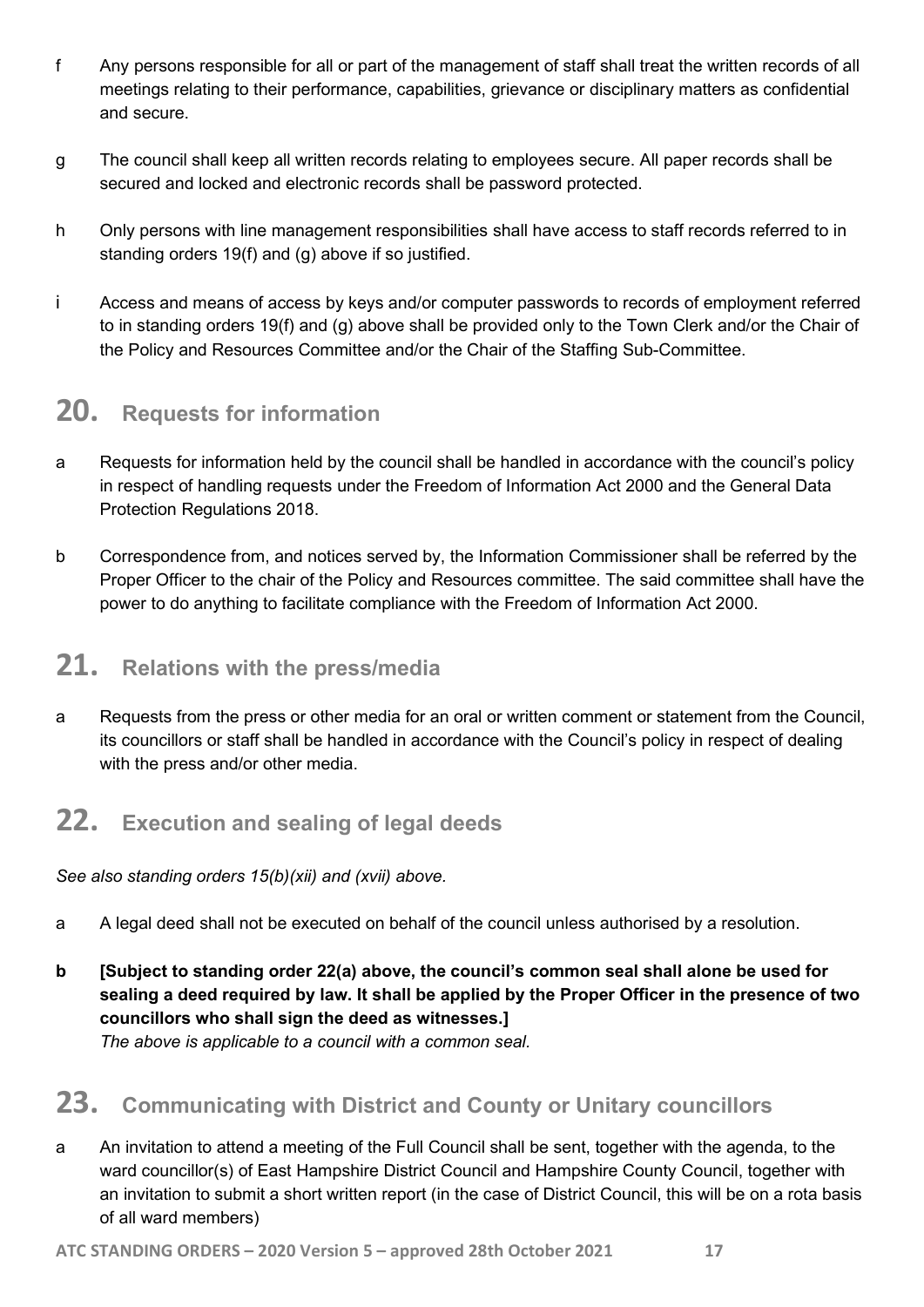f Any persons responsible for all or part of the management of staff shall treat the written records of all meetings relating to their performance, capabilities, grievance or disciplinary matters as confidential and secure.

g The council shall keep all written records relating to employees secure. All paper records shall be secured and locked and electronic records shall be password protected.

h Only persons with line management responsibilities shall have access to staff records referred to in standing orders 19(f) and (g) above if so justified.

i Access and means of access by keys and/or computer passwords to records of employment referred to in standing orders 19(f) and (g) above shall be provided only to the Town Clerk and/or the Chair of the Policy and Resources Committee and/or the Chair of the Staffing Sub-Committee.

## 20. Requests for information

a Requests for information held by the council shall be handled in accordance with the council's policy in respect of handling requests under the Freedom of Information Act 2000 and the General Data Protection Regulations 2018.

b Correspondence from, and notices served by, the Information Commissioner shall be referred by the Proper Officer to the chair of the Policy and Resources committee. The said committee shall have the power to do anything to facilitate compliance with the Freedom of Information Act 2000.

## 21. Relations with the press/media

a Requests from the press or other media for an oral or written comment or statement from the Council, its councillors or staff shall be handled in accordance with the Council's policy in respect of dealing with the press and/or other media.

## 22. Execution and sealing of legal deeds

*See also standing orders 15(b)(xii) and (xvii) above.*

a A legal deed shall not be executed on behalf of the council unless authorised by a resolution.

**b [Subject to standing order 22(a) above, the council's common seal shall alone be used for sealing a deed required by law. It shall be applied by the Proper Officer in the presence of two councillors who shall sign the deed as witnesses.]**
*The above is applicable to a council with a common seal.*

## 23. Communicating with District and County or Unitary councillors

a An invitation to attend a meeting of the Full Council shall be sent, together with the agenda, to the ward councillor(s) of East Hampshire District Council and Hampshire County Council, together with an invitation to submit a short written report (in the case of District Council, this will be on a rota basis of all ward members)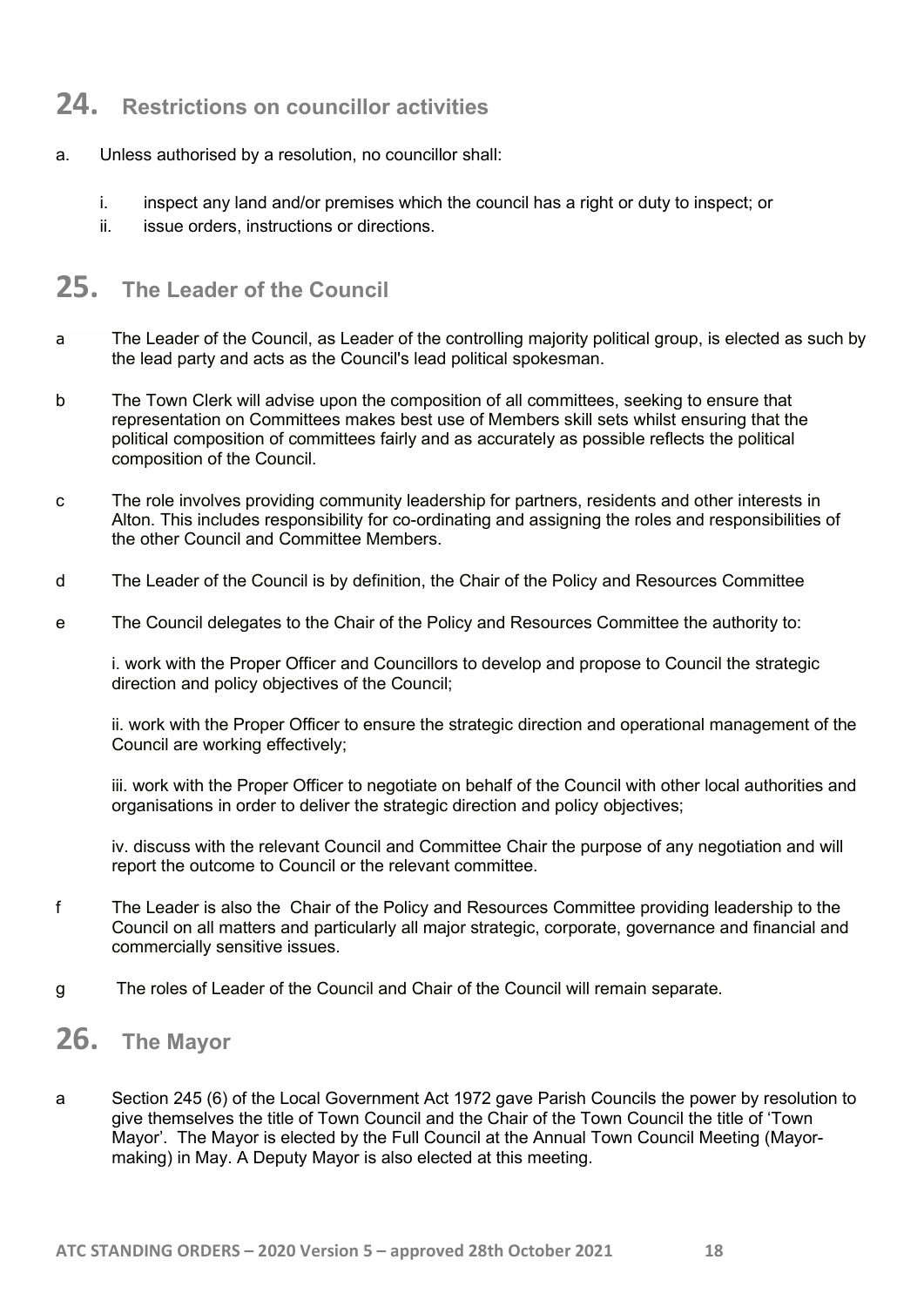## 24. Restrictions on councillor activities

a. Unless authorised by a resolution, no councillor shall:

   i. inspect any land and/or premises which the council has a right or duty to inspect; or
   ii. issue orders, instructions or directions.

## 25. The Leader of the Council

a The Leader of the Council, as Leader of the controlling majority political group, is elected as such by the lead party and acts as the Council's lead political spokesman.

b The Town Clerk will advise upon the composition of all committees, seeking to ensure that representation on Committees makes best use of Members skill sets whilst ensuring that the political composition of committees fairly and as accurately as possible reflects the political composition of the Council.

c The role involves providing community leadership for partners, residents and other interests in Alton. This includes responsibility for co-ordinating and assigning the roles and responsibilities of the other Council and Committee Members.

d The Leader of the Council is by definition, the Chair of the Policy and Resources Committee

e The Council delegates to the Chair of the Policy and Resources Committee the authority to:

   i. work with the Proper Officer and Councillors to develop and propose to Council the strategic direction and policy objectives of the Council;

   ii. work with the Proper Officer to ensure the strategic direction and operational management of the Council are working effectively;

   iii. work with the Proper Officer to negotiate on behalf of the Council with other local authorities and organisations in order to deliver the strategic direction and policy objectives;

   iv. discuss with the relevant Council and Committee Chair the purpose of any negotiation and will report the outcome to Council or the relevant committee.

f The Leader is also the Chair of the Policy and Resources Committee providing leadership to the Council on all matters and particularly all major strategic, corporate, governance and financial and commercially sensitive issues.

g The roles of Leader of the Council and Chair of the Council will remain separate.

## 26. The Mayor

a Section 245 (6) of the Local Government Act 1972 gave Parish Councils the power by resolution to give themselves the title of Town Council and the Chair of the Town Council the title of 'Town Mayor'. The Mayor is elected by the Full Council at the Annual Town Council Meeting (Mayor-making) in May. A Deputy Mayor is also elected at this meeting.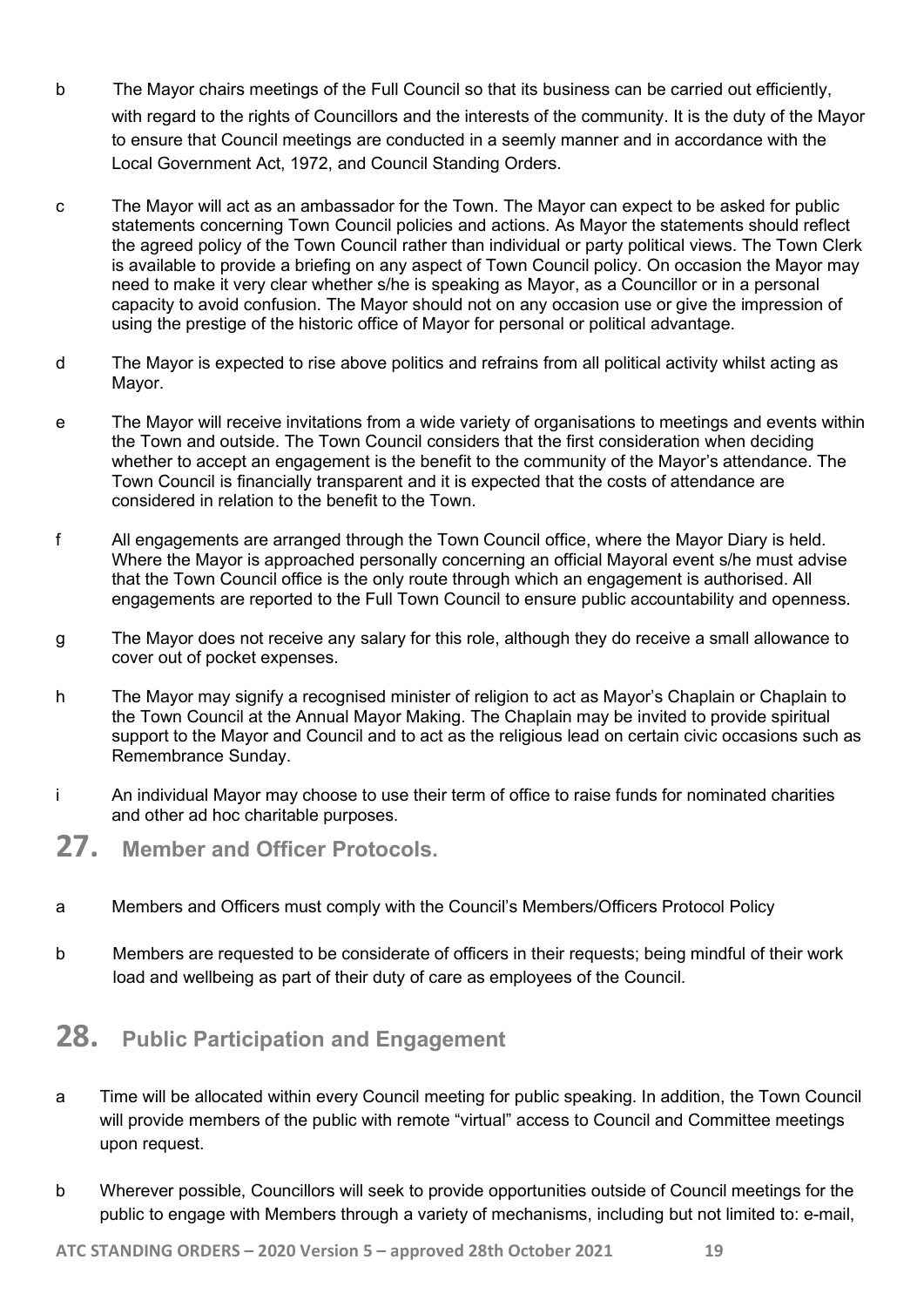b The Mayor chairs meetings of the Full Council so that its business can be carried out efficiently, with regard to the rights of Councillors and the interests of the community. It is the duty of the Mayor to ensure that Council meetings are conducted in a seemly manner and in accordance with the Local Government Act, 1972, and Council Standing Orders.

c The Mayor will act as an ambassador for the Town. The Mayor can expect to be asked for public statements concerning Town Council policies and actions. As Mayor the statements should reflect the agreed policy of the Town Council rather than individual or party political views. The Town Clerk is available to provide a briefing on any aspect of Town Council policy. On occasion the Mayor may need to make it very clear whether s/he is speaking as Mayor, as a Councillor or in a personal capacity to avoid confusion. The Mayor should not on any occasion use or give the impression of using the prestige of the historic office of Mayor for personal or political advantage.

d The Mayor is expected to rise above politics and refrains from all political activity whilst acting as Mayor.

e The Mayor will receive invitations from a wide variety of organisations to meetings and events within the Town and outside. The Town Council considers that the first consideration when deciding whether to accept an engagement is the benefit to the community of the Mayor's attendance. The Town Council is financially transparent and it is expected that the costs of attendance are considered in relation to the benefit to the Town.

f All engagements are arranged through the Town Council office, where the Mayor Diary is held. Where the Mayor is approached personally concerning an official Mayoral event s/he must advise that the Town Council office is the only route through which an engagement is authorised. All engagements are reported to the Full Town Council to ensure public accountability and openness.

g The Mayor does not receive any salary for this role, although they do receive a small allowance to cover out of pocket expenses.

h The Mayor may signify a recognised minister of religion to act as Mayor's Chaplain or Chaplain to the Town Council at the Annual Mayor Making. The Chaplain may be invited to provide spiritual support to the Mayor and Council and to act as the religious lead on certain civic occasions such as Remembrance Sunday.

i An individual Mayor may choose to use their term of office to raise funds for nominated charities and other ad hoc charitable purposes.

## 27. Member and Officer Protocols.

a Members and Officers must comply with the Council's Members/Officers Protocol Policy

b Members are requested to be considerate of officers in their requests; being mindful of their work load and wellbeing as part of their duty of care as employees of the Council.

## 28. Public Participation and Engagement

a Time will be allocated within every Council meeting for public speaking. In addition, the Town Council will provide members of the public with remote "virtual" access to Council and Committee meetings upon request.

b Wherever possible, Councillors will seek to provide opportunities outside of Council meetings for the public to engage with Members through a variety of mechanisms, including but not limited to: e-mail,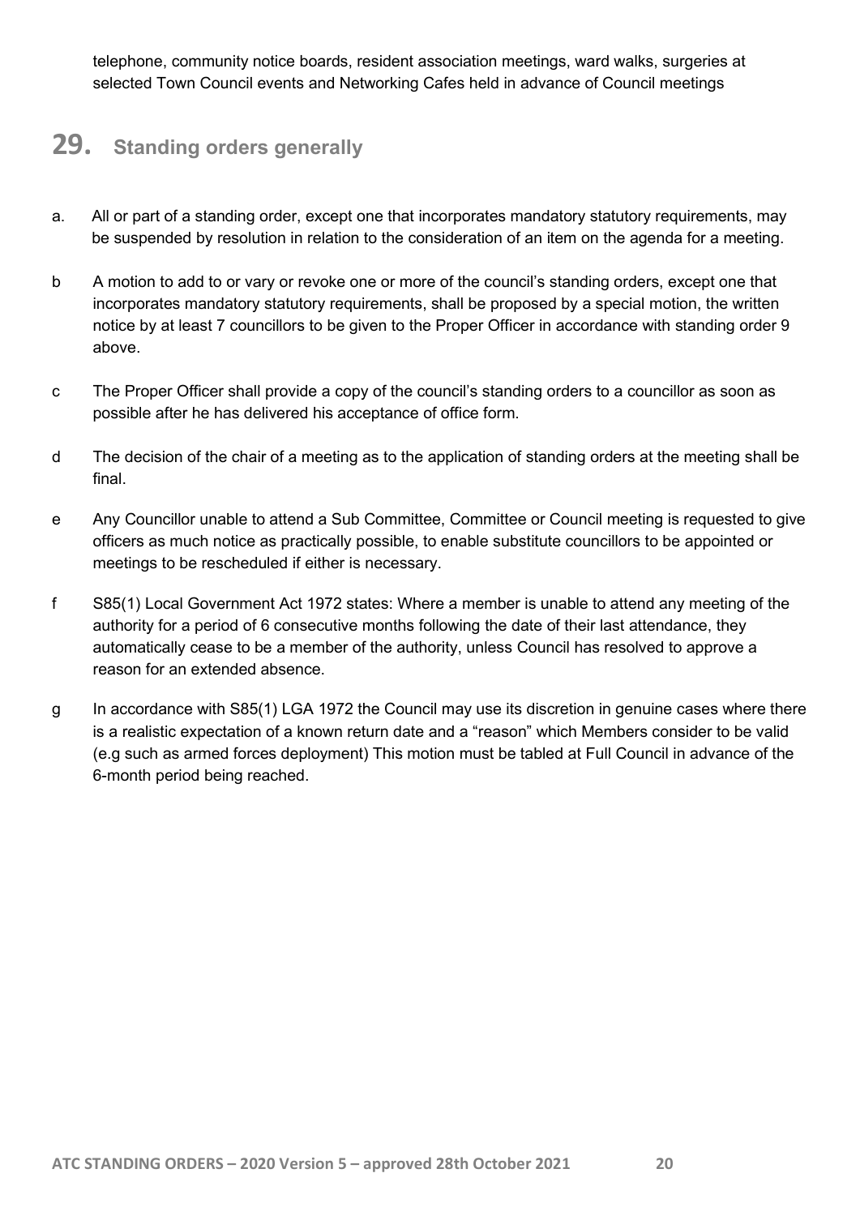telephone, community notice boards, resident association meetings, ward walks, surgeries at selected Town Council events and Networking Cafes held in advance of Council meetings

## 29. Standing orders generally

a. All or part of a standing order, except one that incorporates mandatory statutory requirements, may be suspended by resolution in relation to the consideration of an item on the agenda for a meeting.

b A motion to add to or vary or revoke one or more of the council's standing orders, except one that incorporates mandatory statutory requirements, shall be proposed by a special motion, the written notice by at least 7 councillors to be given to the Proper Officer in accordance with standing order 9 above.

c The Proper Officer shall provide a copy of the council's standing orders to a councillor as soon as possible after he has delivered his acceptance of office form.

d The decision of the chair of a meeting as to the application of standing orders at the meeting shall be final.

e Any Councillor unable to attend a Sub Committee, Committee or Council meeting is requested to give officers as much notice as practically possible, to enable substitute councillors to be appointed or meetings to be rescheduled if either is necessary.

f S85(1) Local Government Act 1972 states: Where a member is unable to attend any meeting of the authority for a period of 6 consecutive months following the date of their last attendance, they automatically cease to be a member of the authority, unless Council has resolved to approve a reason for an extended absence.

g In accordance with S85(1) LGA 1972 the Council may use its discretion in genuine cases where there is a realistic expectation of a known return date and a "reason" which Members consider to be valid (e.g such as armed forces deployment) This motion must be tabled at Full Council in advance of the 6-month period being reached.